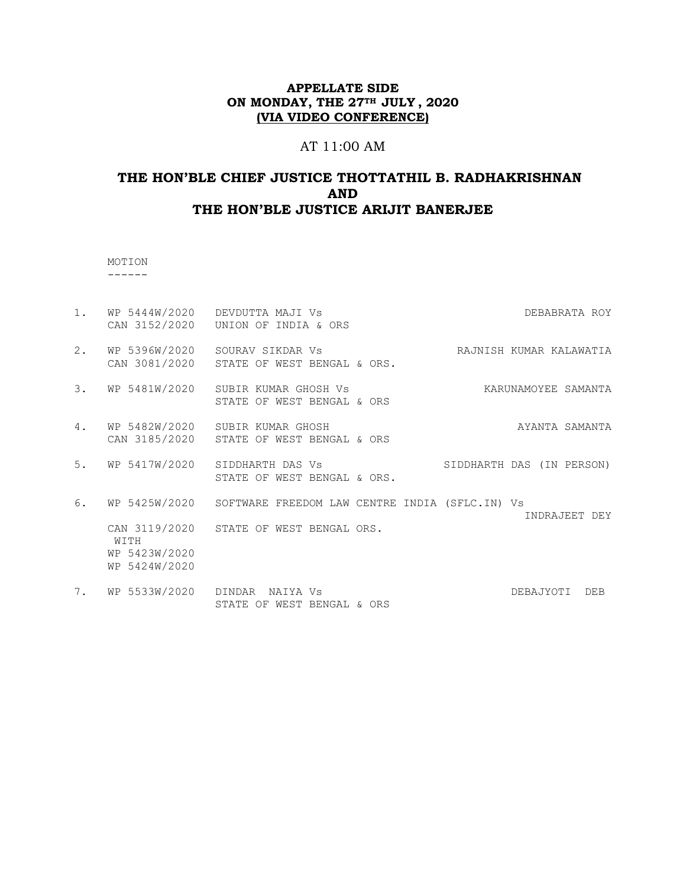**APPELLATE SIDE**
**ON MONDAY, THE 27TH JULY, 2020**
**(VIA VIDEO CONFERENCE)**

AT 11:00 AM

## THE HON'BLE CHIEF JUSTICE THOTTATHIL B. RADHAKRISHNAN AND THE HON'BLE JUSTICE ARIJIT BANERJEE

MOTION
------

| | | | |
|---|---|---|---|
| 1. | WP 5444W/2020<br>CAN 3152/2020 | DEVDUTTA MAJI Vs<br>UNION OF INDIA & ORS | DEBABRATA ROY |
| 2. | WP 5396W/2020<br>CAN 3081/2020 | SOURAV SIKDAR Vs<br>STATE OF WEST BENGAL & ORS. | RAJNISH KUMAR KALAWATIA |
| 3. | WP 5481W/2020 | SUBIR KUMAR GHOSH Vs<br>STATE OF WEST BENGAL & ORS | KARUNAMOYEE SAMANTA |
| 4. | WP 5482W/2020<br>CAN 3185/2020 | SUBIR KUMAR GHOSH<br>STATE OF WEST BENGAL & ORS | AYANTA SAMANTA |
| 5. | WP 5417W/2020 | SIDDHARTH DAS Vs<br>STATE OF WEST BENGAL & ORS. | SIDDHARTH DAS (IN PERSON) |
| 6. | WP 5425W/2020<br>CAN 3119/2020<br>WITH<br>WP 5423W/2020<br>WP 5424W/2020 | SOFTWARE FREEDOM LAW CENTRE INDIA (SFLC.IN) Vs<br>STATE OF WEST BENGAL ORS. | INDRAJEET DEY |
| 7. | WP 5533W/2020 | DINDAR NAIYA Vs<br>STATE OF WEST BENGAL & ORS | DEBAJYOTI DEB |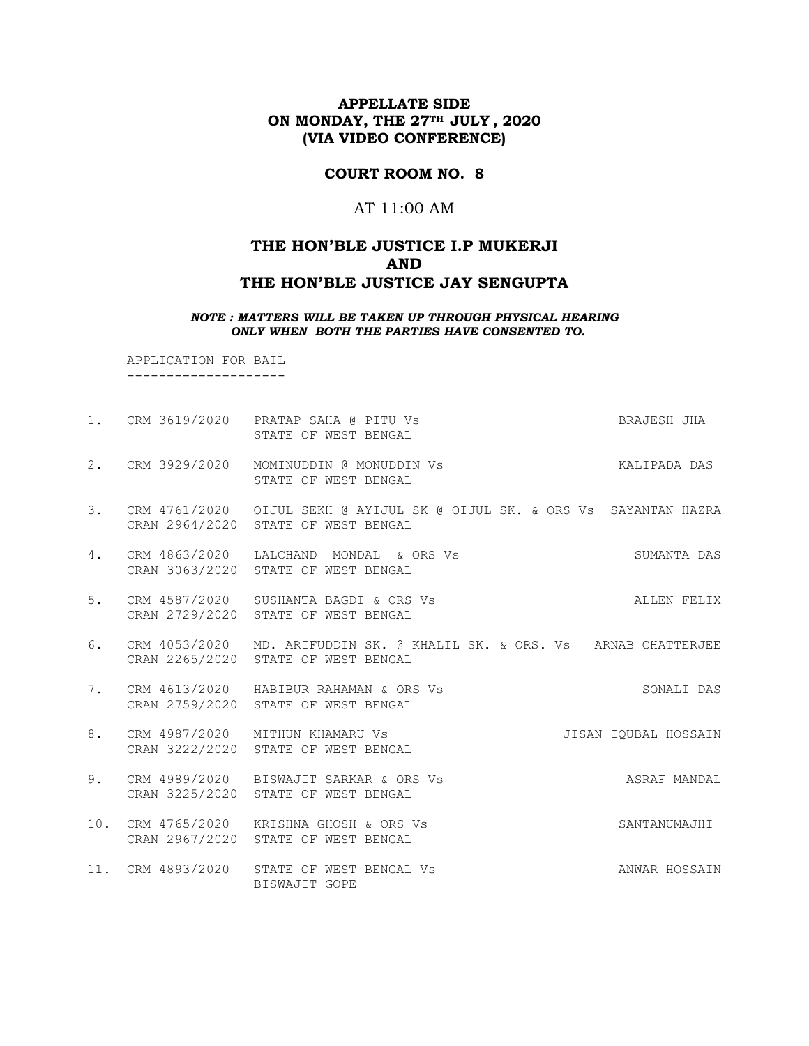**APPELLATE SIDE**
**ON MONDAY, THE 27TH JULY , 2020**
**(VIA VIDEO CONFERENCE)**

**COURT ROOM NO. 8**

AT 11:00 AM

## THE HON'BLE JUSTICE I.P MUKERJI
## AND
## THE HON'BLE JUSTICE JAY SENGUPTA

***NOTE : MATTERS WILL BE TAKEN UP THROUGH PHYSICAL HEARING ONLY WHEN BOTH THE PARTIES HAVE CONSENTED TO.***

APPLICATION FOR BAIL
--------------------

| | | | |
|---|---|---|---|
| 1. | CRM 3619/2020 | PRATAP SAHA @ PITU Vs STATE OF WEST BENGAL | BRAJESH JHA |
| 2. | CRM 3929/2020 | MOMINUDDIN @ MONUDDIN Vs STATE OF WEST BENGAL | KALIPADA DAS |
| 3. | CRM 4761/2020 CRAN 2964/2020 | OIJUL SEKH @ AYIJUL SK @ OIJUL SK. & ORS Vs STATE OF WEST BENGAL | SAYANTAN HAZRA |
| 4. | CRM 4863/2020 CRAN 3063/2020 | LALCHAND MONDAL & ORS Vs STATE OF WEST BENGAL | SUMANTA DAS |
| 5. | CRM 4587/2020 CRAN 2729/2020 | SUSHANTA BAGDI & ORS Vs STATE OF WEST BENGAL | ALLEN FELIX |
| 6. | CRM 4053/2020 CRAN 2265/2020 | MD. ARIFUDDIN SK. @ KHALIL SK. & ORS. Vs STATE OF WEST BENGAL | ARNAB CHATTERJEE |
| 7. | CRM 4613/2020 CRAN 2759/2020 | HABIBUR RAHAMAN & ORS Vs STATE OF WEST BENGAL | SONALI DAS |
| 8. | CRM 4987/2020 CRAN 3222/2020 | MITHUN KHAMARU Vs STATE OF WEST BENGAL | JISAN IQUBAL HOSSAIN |
| 9. | CRM 4989/2020 CRAN 3225/2020 | BISWAJIT SARKAR & ORS Vs STATE OF WEST BENGAL | ASRAF MANDAL |
| 10. | CRM 4765/2020 CRAN 2967/2020 | KRISHNA GHOSH & ORS Vs STATE OF WEST BENGAL | SANTANUMAJHI |
| 11. | CRM 4893/2020 | STATE OF WEST BENGAL Vs BISWAJIT GOPE | ANWAR HOSSAIN |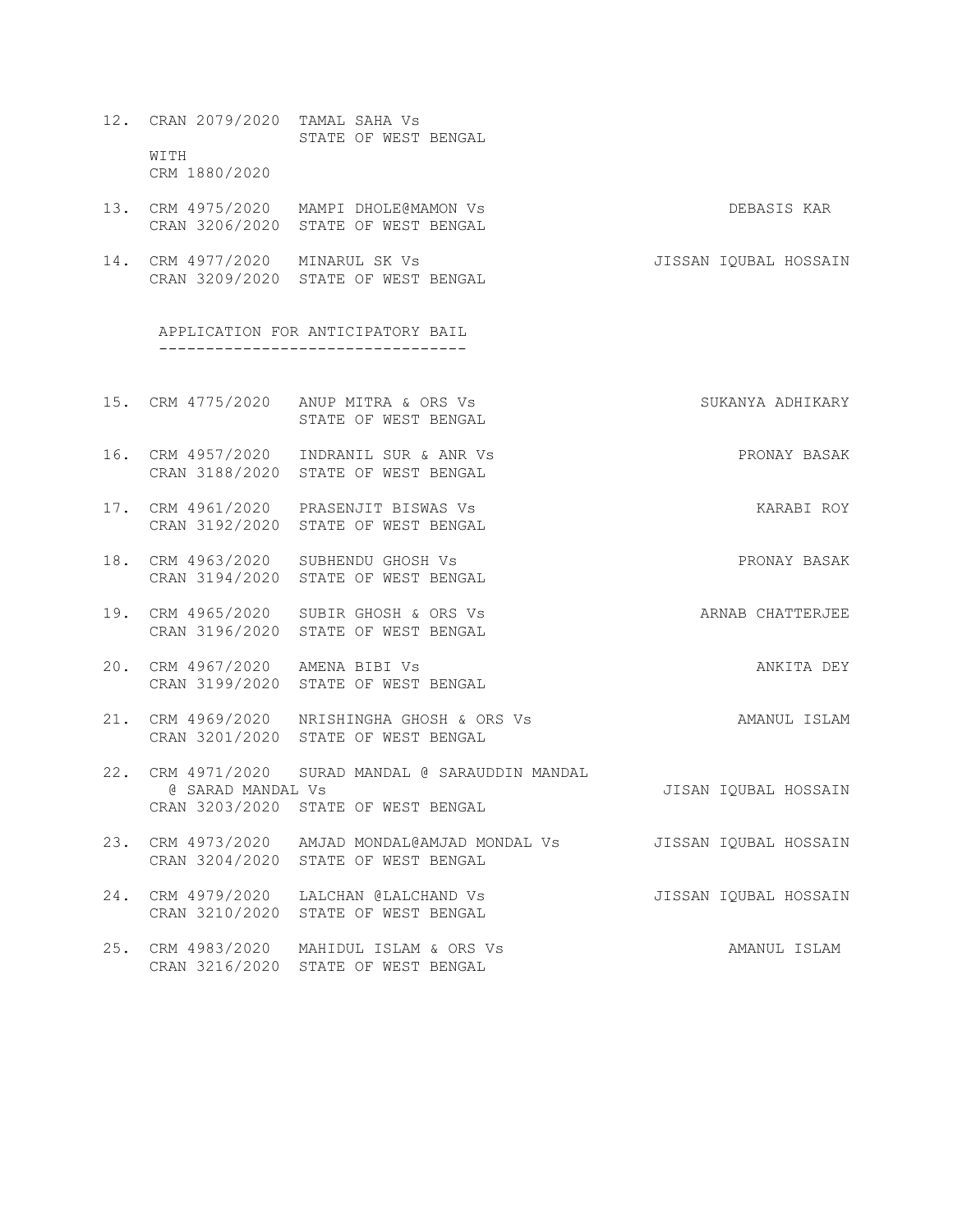12. CRAN 2079/2020 TAMAL SAHA Vs
    STATE OF WEST BENGAL
    WITH
    CRM 1880/2020

13. CRM 4975/2020 MAMPI DHOLE@MAMON Vs — DEBASIS KAR
    CRAN 3206/2020 STATE OF WEST BENGAL

14. CRM 4977/2020 MINARUL SK Vs — JISSAN IQUBAL HOSSAIN
    CRAN 3209/2020 STATE OF WEST BENGAL

APPLICATION FOR ANTICIPATORY BAIL
--------------------------------

15. CRM 4775/2020 ANUP MITRA & ORS Vs — SUKANYA ADHIKARY
    STATE OF WEST BENGAL

16. CRM 4957/2020 INDRANIL SUR & ANR Vs — PRONAY BASAK
    CRAN 3188/2020 STATE OF WEST BENGAL

17. CRM 4961/2020 PRASENJIT BISWAS Vs — KARABI ROY
    CRAN 3192/2020 STATE OF WEST BENGAL

18. CRM 4963/2020 SUBHENDU GHOSH Vs — PRONAY BASAK
    CRAN 3194/2020 STATE OF WEST BENGAL

19. CRM 4965/2020 SUBIR GHOSH & ORS Vs — ARNAB CHATTERJEE
    CRAN 3196/2020 STATE OF WEST BENGAL

20. CRM 4967/2020 AMENA BIBI Vs — ANKITA DEY
    CRAN 3199/2020 STATE OF WEST BENGAL

21. CRM 4969/2020 NRISHINGHA GHOSH & ORS Vs — AMANUL ISLAM
    CRAN 3201/2020 STATE OF WEST BENGAL

22. CRM 4971/2020 SURAD MANDAL @ SARAUDDIN MANDAL
    @ SARAD MANDAL Vs — JISAN IQUBAL HOSSAIN
    CRAN 3203/2020 STATE OF WEST BENGAL

23. CRM 4973/2020 AMJAD MONDAL@AMJAD MONDAL Vs — JISSAN IQUBAL HOSSAIN
    CRAN 3204/2020 STATE OF WEST BENGAL

24. CRM 4979/2020 LALCHAN @LALCHAND Vs — JISSAN IQUBAL HOSSAIN
    CRAN 3210/2020 STATE OF WEST BENGAL

25. CRM 4983/2020 MAHIDUL ISLAM & ORS Vs — AMANUL ISLAM
    CRAN 3216/2020 STATE OF WEST BENGAL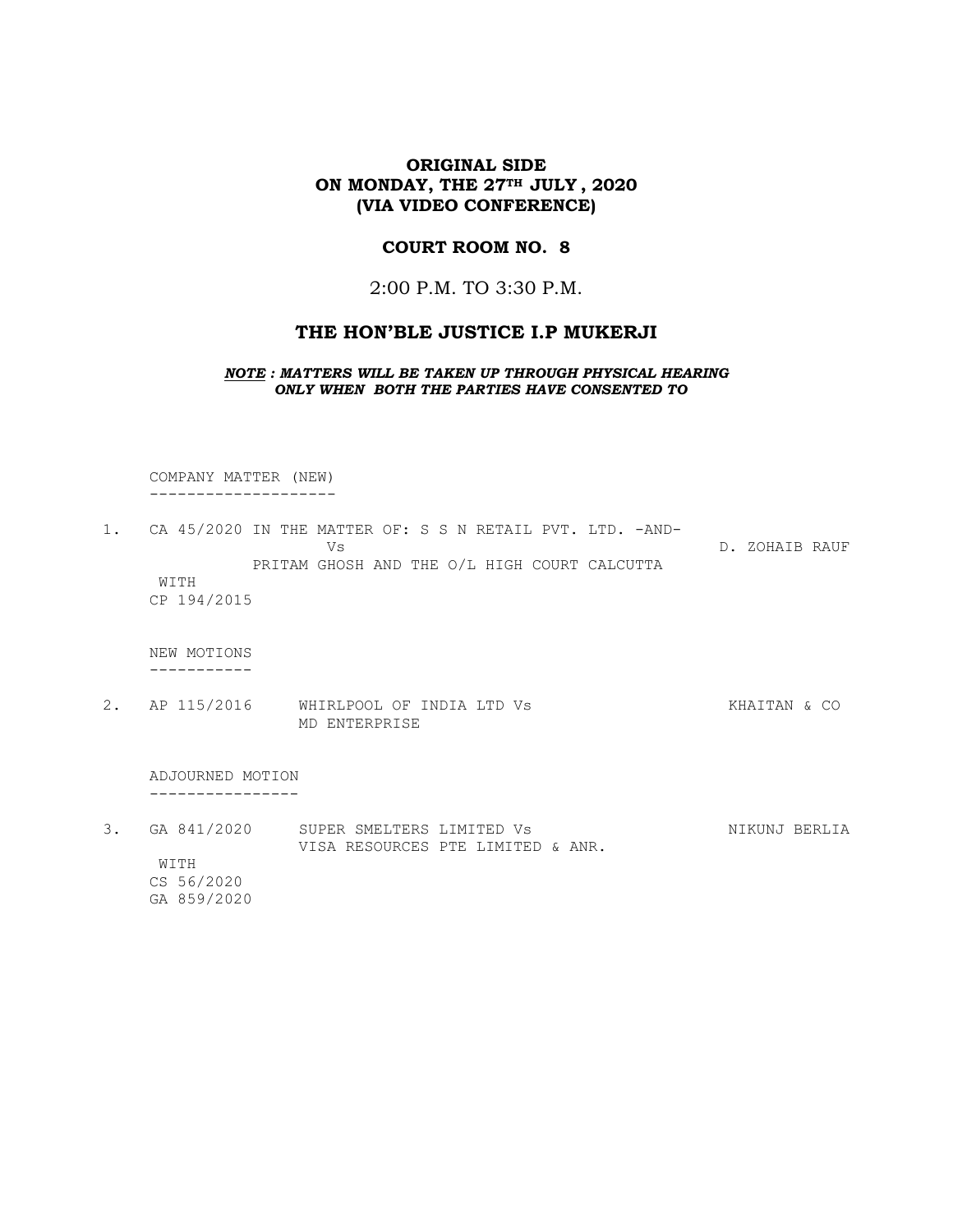**ORIGINAL SIDE**
**ON MONDAY, THE 27TH JULY , 2020**
**(VIA VIDEO CONFERENCE)**

**COURT ROOM NO. 8**

2:00 P.M. TO 3:30 P.M.

**THE HON'BLE JUSTICE I.P MUKERJI**

***NOTE : MATTERS WILL BE TAKEN UP THROUGH PHYSICAL HEARING ONLY WHEN BOTH THE PARTIES HAVE CONSENTED TO***

COMPANY MATTER (NEW)
--------------------

1. CA 45/2020 IN THE MATTER OF: S S N RETAIL PVT. LTD. -AND- Vs PRITAM GHOSH AND THE O/L HIGH COURT CALCUTTA — D. ZOHAIB RAUF
   WITH
   CP 194/2015

NEW MOTIONS
-----------

2. AP 115/2016 WHIRLPOOL OF INDIA LTD Vs MD ENTERPRISE — KHAITAN & CO

ADJOURNED MOTION
----------------

3. GA 841/2020 SUPER SMELTERS LIMITED Vs VISA RESOURCES PTE LIMITED & ANR. — NIKUNJ BERLIA
   WITH
   CS 56/2020
   GA 859/2020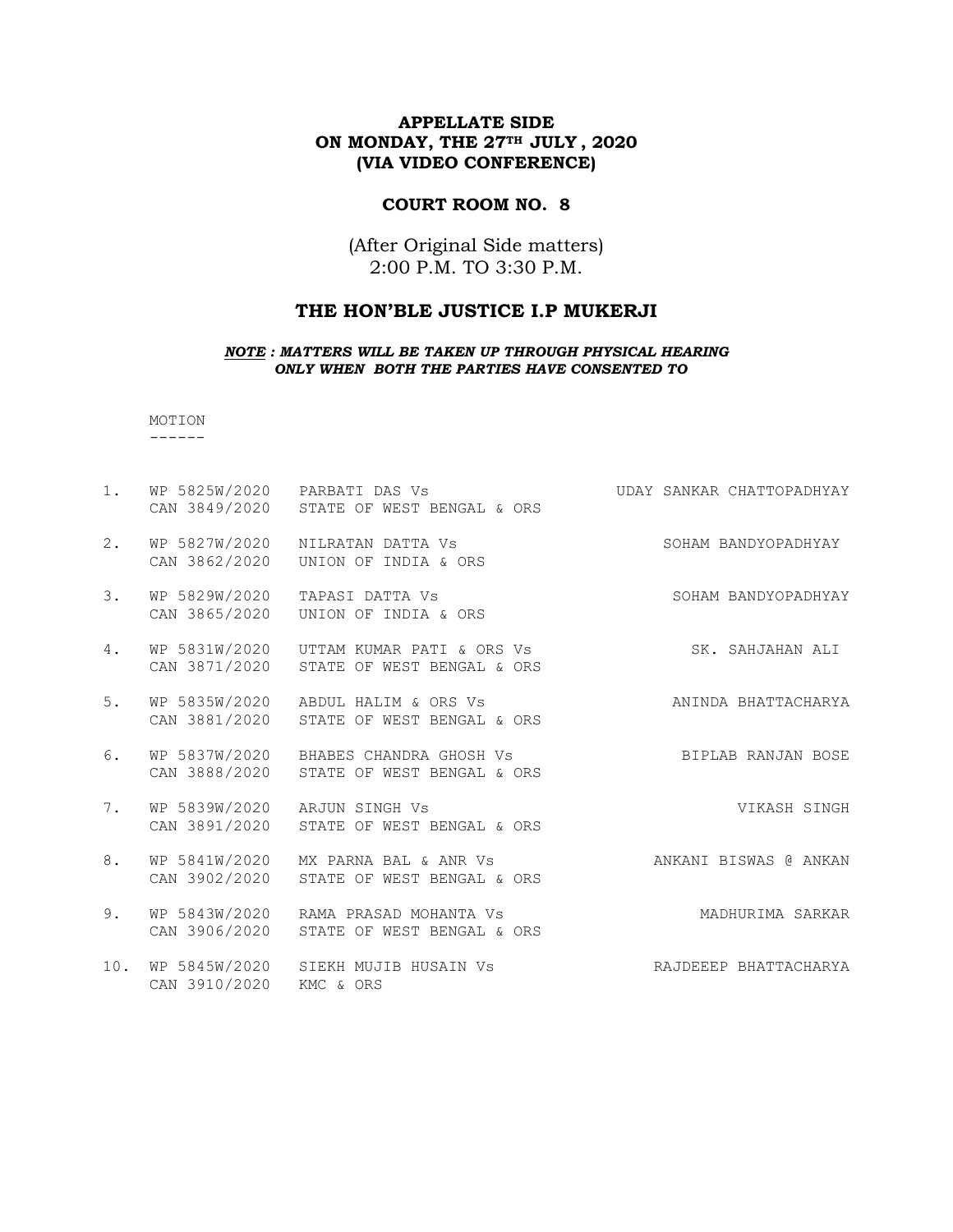**APPELLATE SIDE**
**ON MONDAY, THE 27TH JULY, 2020**
**(VIA VIDEO CONFERENCE)**

**COURT ROOM NO. 8**

(After Original Side matters)
2:00 P.M. TO 3:30 P.M.

## THE HON'BLE JUSTICE I.P MUKERJI

***NOTE : MATTERS WILL BE TAKEN UP THROUGH PHYSICAL HEARING ONLY WHEN BOTH THE PARTIES HAVE CONSENTED TO***

MOTION
------

| | | | |
|---|---|---|---|
| 1. | WP 5825W/2020<br>CAN 3849/2020 | PARBATI DAS Vs<br>STATE OF WEST BENGAL & ORS | UDAY SANKAR CHATTOPADHYAY |
| 2. | WP 5827W/2020<br>CAN 3862/2020 | NILRATAN DATTA Vs<br>UNION OF INDIA & ORS | SOHAM BANDYOPADHYAY |
| 3. | WP 5829W/2020<br>CAN 3865/2020 | TAPASI DATTA Vs<br>UNION OF INDIA & ORS | SOHAM BANDYOPADHYAY |
| 4. | WP 5831W/2020<br>CAN 3871/2020 | UTTAM KUMAR PATI & ORS Vs<br>STATE OF WEST BENGAL & ORS | SK. SAHJAHAN ALI |
| 5. | WP 5835W/2020<br>CAN 3881/2020 | ABDUL HALIM & ORS Vs<br>STATE OF WEST BENGAL & ORS | ANINDA BHATTACHARYA |
| 6. | WP 5837W/2020<br>CAN 3888/2020 | BHABES CHANDRA GHOSH Vs<br>STATE OF WEST BENGAL & ORS | BIPLAB RANJAN BOSE |
| 7. | WP 5839W/2020<br>CAN 3891/2020 | ARJUN SINGH Vs<br>STATE OF WEST BENGAL & ORS | VIKASH SINGH |
| 8. | WP 5841W/2020<br>CAN 3902/2020 | MX PARNA BAL & ANR Vs<br>STATE OF WEST BENGAL & ORS | ANKANI BISWAS @ ANKAN |
| 9. | WP 5843W/2020<br>CAN 3906/2020 | RAMA PRASAD MOHANTA Vs<br>STATE OF WEST BENGAL & ORS | MADHURIMA SARKAR |
| 10. | WP 5845W/2020<br>CAN 3910/2020 | SIEKH MUJIB HUSAIN Vs<br>KMC & ORS | RAJDEEEP BHATTACHARYA |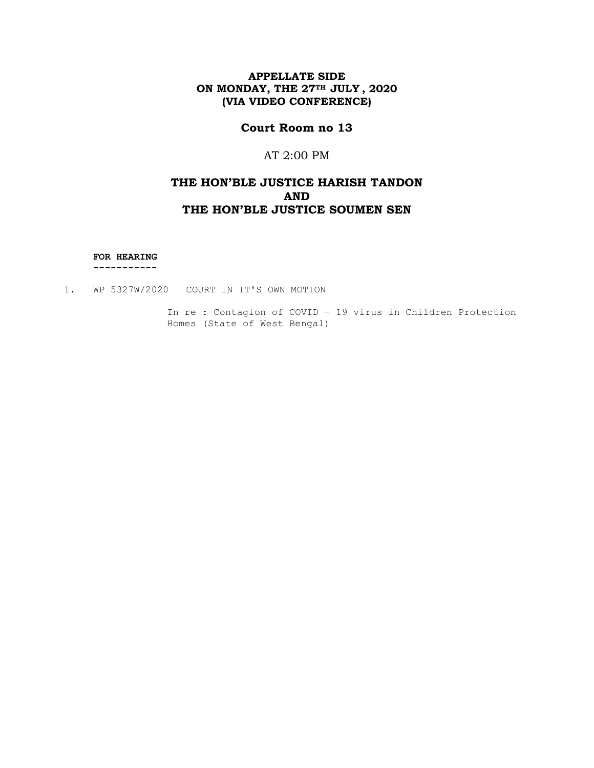**APPELLATE SIDE**
**ON MONDAY, THE 27TH JULY , 2020**
**(VIA VIDEO CONFERENCE)**

## Court Room no 13

AT 2:00 PM

## THE HON'BLE JUSTICE HARISH TANDON
## AND
## THE HON'BLE JUSTICE SOUMEN SEN

**FOR HEARING**
-----------

1. WP 5327W/2020 COURT IN IT'S OWN MOTION

   In re : Contagion of COVID – 19 virus in Children Protection Homes (State of West Bengal)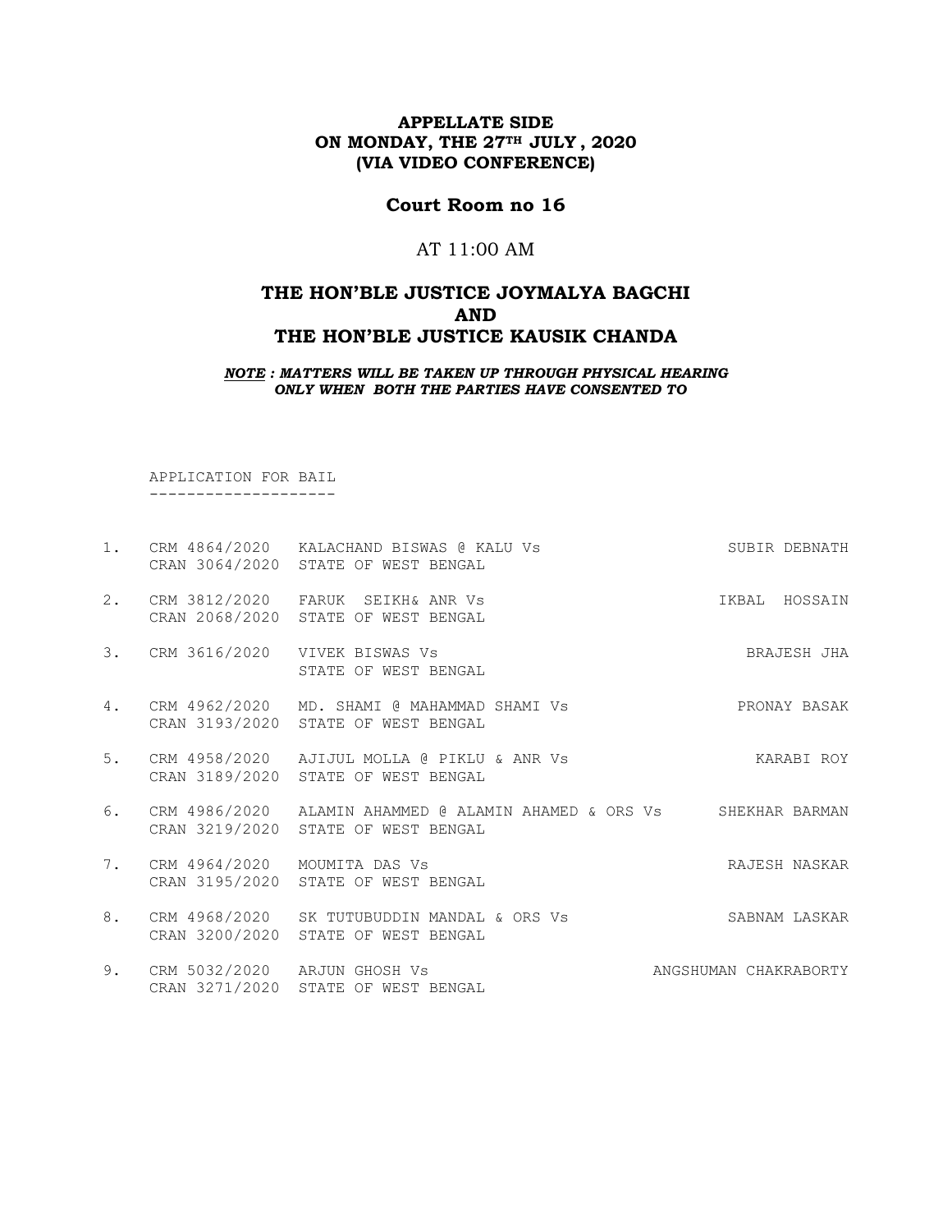**APPELLATE SIDE**
**ON MONDAY, THE 27TH JULY , 2020**
**(VIA VIDEO CONFERENCE)**

## Court Room no 16

AT 11:00 AM

## THE HON'BLE JUSTICE JOYMALYA BAGCHI
## AND
## THE HON'BLE JUSTICE KAUSIK CHANDA

***NOTE : MATTERS WILL BE TAKEN UP THROUGH PHYSICAL HEARING ONLY WHEN BOTH THE PARTIES HAVE CONSENTED TO***

APPLICATION FOR BAIL
--------------------

| No. | Case No. | Parties | Advocate |
|---|---|---|---|
| 1. | CRM 4864/2020<br>CRAN 3064/2020 | KALACHAND BISWAS @ KALU Vs<br>STATE OF WEST BENGAL | SUBIR DEBNATH |
| 2. | CRM 3812/2020<br>CRAN 2068/2020 | FARUK SEIKH& ANR Vs<br>STATE OF WEST BENGAL | IKBAL HOSSAIN |
| 3. | CRM 3616/2020 | VIVEK BISWAS Vs<br>STATE OF WEST BENGAL | BRAJESH JHA |
| 4. | CRM 4962/2020<br>CRAN 3193/2020 | MD. SHAMI @ MAHAMMAD SHAMI Vs<br>STATE OF WEST BENGAL | PRONAY BASAK |
| 5. | CRM 4958/2020<br>CRAN 3189/2020 | AJIJUL MOLLA @ PIKLU & ANR Vs<br>STATE OF WEST BENGAL | KARABI ROY |
| 6. | CRM 4986/2020<br>CRAN 3219/2020 | ALAMIN AHAMMED @ ALAMIN AHAMED & ORS Vs<br>STATE OF WEST BENGAL | SHEKHAR BARMAN |
| 7. | CRM 4964/2020<br>CRAN 3195/2020 | MOUMITA DAS Vs<br>STATE OF WEST BENGAL | RAJESH NASKAR |
| 8. | CRM 4968/2020<br>CRAN 3200/2020 | SK TUTUBUDDIN MANDAL & ORS Vs<br>STATE OF WEST BENGAL | SABNAM LASKAR |
| 9. | CRM 5032/2020<br>CRAN 3271/2020 | ARJUN GHOSH Vs<br>STATE OF WEST BENGAL | ANGSHUMAN CHAKRABORTY |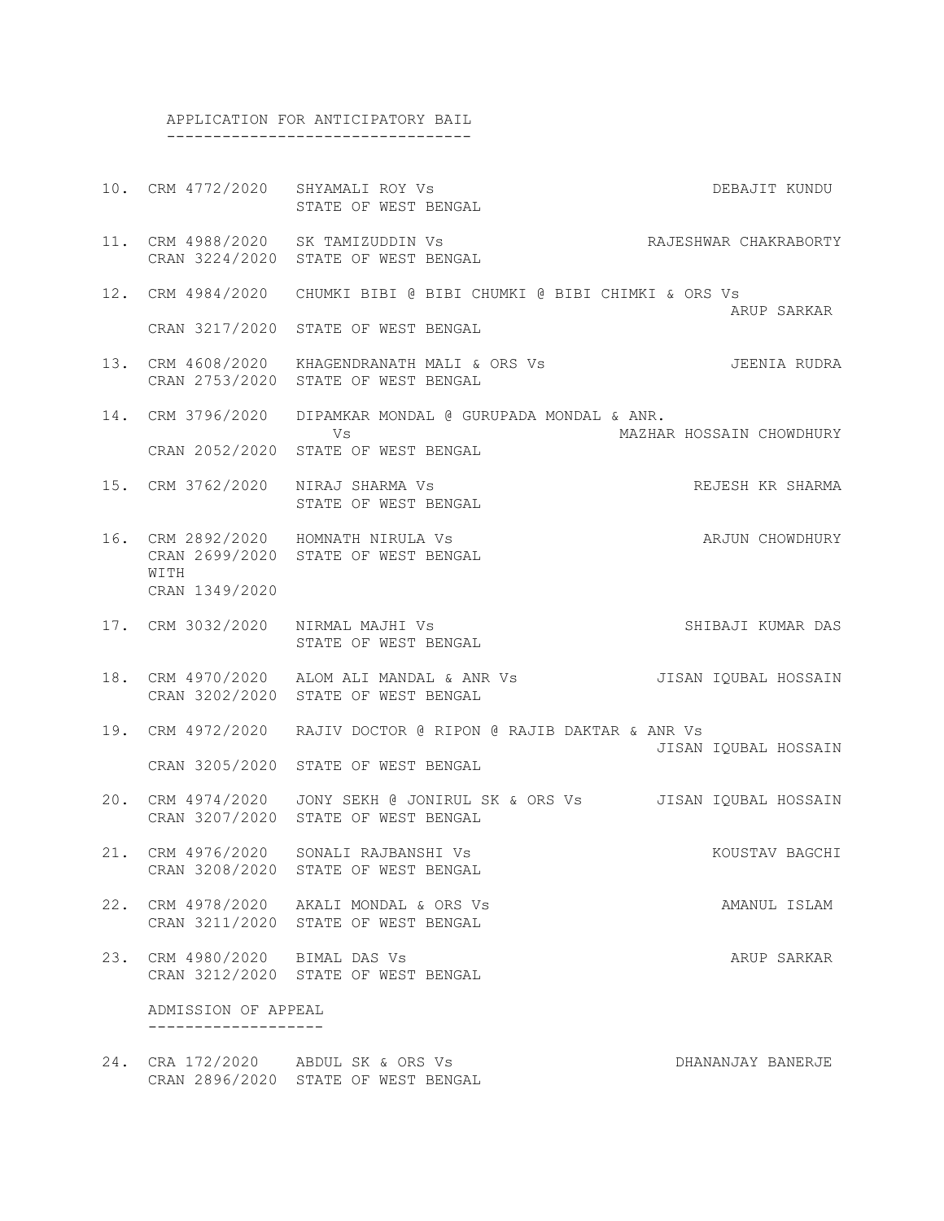## APPLICATION FOR ANTICIPATORY BAIL

| No. | Case No. | Parties | Advocate |
|---|---|---|---|
| 10. | CRM 4772/2020 | SHYAMALI ROY Vs STATE OF WEST BENGAL | DEBAJIT KUNDU |
| 11. | CRM 4988/2020 CRAN 3224/2020 | SK TAMIZUDDIN Vs STATE OF WEST BENGAL | RAJESHWAR CHAKRABORTY |
| 12. | CRM 4984/2020 CRAN 3217/2020 | CHUMKI BIBI @ BIBI CHUMKI @ BIBI CHIMKI & ORS Vs STATE OF WEST BENGAL | ARUP SARKAR |
| 13. | CRM 4608/2020 CRAN 2753/2020 | KHAGENDRANATH MALI & ORS Vs STATE OF WEST BENGAL | JEENIA RUDRA |
| 14. | CRM 3796/2020 CRAN 2052/2020 | DIPAMKAR MONDAL @ GURUPADA MONDAL & ANR. Vs STATE OF WEST BENGAL | MAZHAR HOSSAIN CHOWDHURY |
| 15. | CRM 3762/2020 | NIRAJ SHARMA Vs STATE OF WEST BENGAL | REJESH KR SHARMA |
| 16. | CRM 2892/2020 CRAN 2699/2020 WITH CRAN 1349/2020 | HOMNATH NIRULA Vs STATE OF WEST BENGAL | ARJUN CHOWDHURY |
| 17. | CRM 3032/2020 | NIRMAL MAJHI Vs STATE OF WEST BENGAL | SHIBAJI KUMAR DAS |
| 18. | CRM 4970/2020 CRAN 3202/2020 | ALOM ALI MANDAL & ANR Vs STATE OF WEST BENGAL | JISAN IQUBAL HOSSAIN |
| 19. | CRM 4972/2020 CRAN 3205/2020 | RAJIV DOCTOR @ RIPON @ RAJIB DAKTAR & ANR Vs STATE OF WEST BENGAL | JISAN IQUBAL HOSSAIN |
| 20. | CRM 4974/2020 CRAN 3207/2020 | JONY SEKH @ JONIRUL SK & ORS Vs STATE OF WEST BENGAL | JISAN IQUBAL HOSSAIN |
| 21. | CRM 4976/2020 CRAN 3208/2020 | SONALI RAJBANSHI Vs STATE OF WEST BENGAL | KOUSTAV BAGCHI |
| 22. | CRM 4978/2020 CRAN 3211/2020 | AKALI MONDAL & ORS Vs STATE OF WEST BENGAL | AMANUL ISLAM |
| 23. | CRM 4980/2020 CRAN 3212/2020 | BIMAL DAS Vs STATE OF WEST BENGAL | ARUP SARKAR |

## ADMISSION OF APPEAL

| No. | Case No. | Parties | Advocate |
|---|---|---|---|
| 24. | CRA 172/2020 CRAN 2896/2020 | ABDUL SK & ORS Vs STATE OF WEST BENGAL | DHANANJAY BANERJE |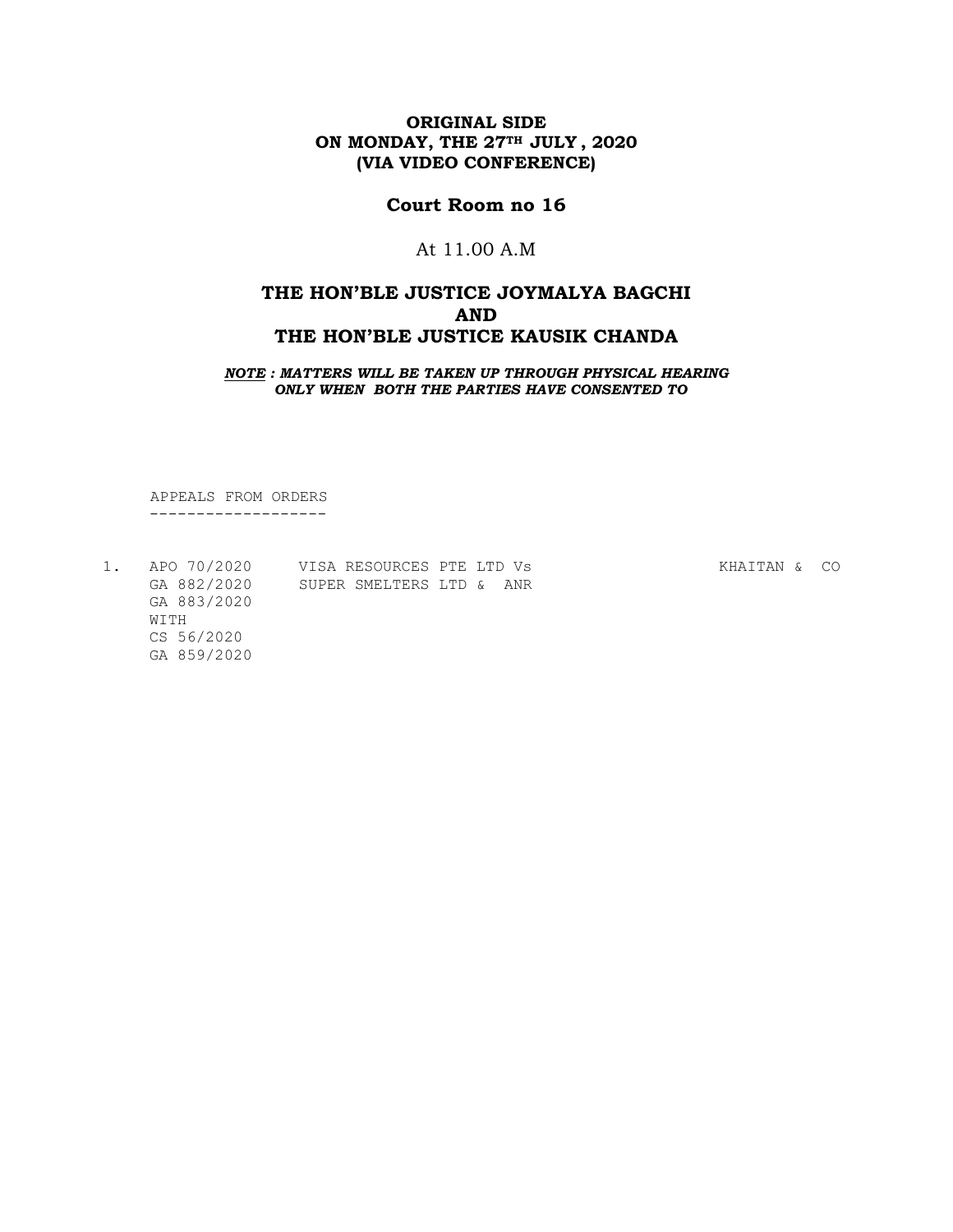**ORIGINAL SIDE**
**ON MONDAY, THE 27TH JULY , 2020**
**(VIA VIDEO CONFERENCE)**

## Court Room no 16

At 11.00 A.M

### THE HON'BLE JUSTICE JOYMALYA BAGCHI
### AND
### THE HON'BLE JUSTICE KAUSIK CHANDA

***NOTE : MATTERS WILL BE TAKEN UP THROUGH PHYSICAL HEARING ONLY WHEN BOTH THE PARTIES HAVE CONSENTED TO***

APPEALS FROM ORDERS
-------------------

| | | | |
|---|---|---|---|
| 1. | APO 70/2020<br>GA 882/2020<br>GA 883/2020<br>WITH<br>CS 56/2020<br>GA 859/2020 | VISA RESOURCES PTE LTD Vs<br>SUPER SMELTERS LTD & ANR | KHAITAN & CO |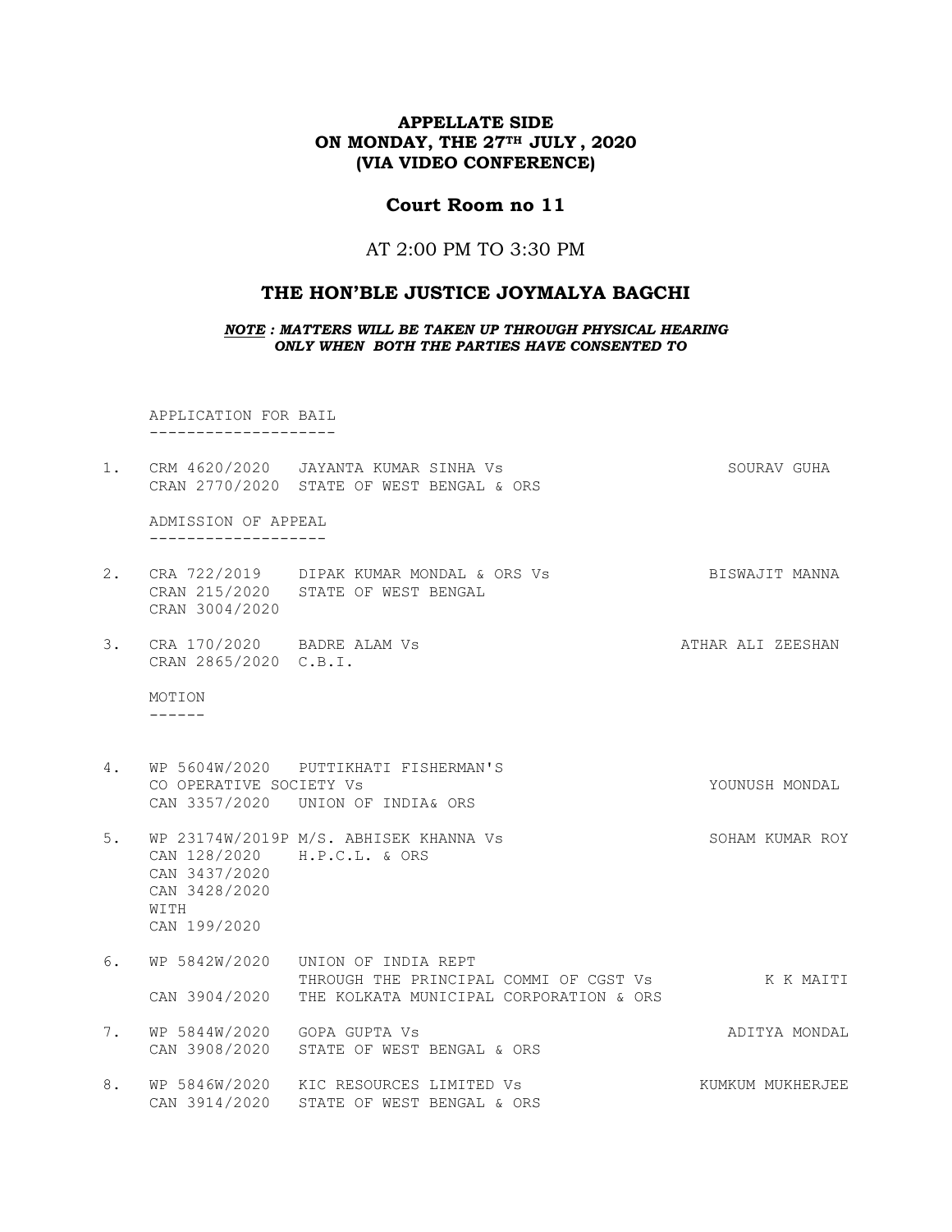**APPELLATE SIDE**
**ON MONDAY, THE 27TH JULY , 2020**
**(VIA VIDEO CONFERENCE)**

## Court Room no 11

AT 2:00 PM TO 3:30 PM

## THE HON'BLE JUSTICE JOYMALYA BAGCHI

***NOTE : MATTERS WILL BE TAKEN UP THROUGH PHYSICAL HEARING ONLY WHEN BOTH THE PARTIES HAVE CONSENTED TO***

APPLICATION FOR BAIL
--------------------

| No. | Case No. | Parties | Advocate |
|---|---|---|---|
| 1. | CRM 4620/2020<br>CRAN 2770/2020 | JAYANTA KUMAR SINHA Vs<br>STATE OF WEST BENGAL & ORS | SOURAV GUHA |

ADMISSION OF APPEAL
-------------------

| No. | Case No. | Parties | Advocate |
|---|---|---|---|
| 2. | CRA 722/2019<br>CRAN 215/2020<br>CRAN 3004/2020 | DIPAK KUMAR MONDAL & ORS Vs<br>STATE OF WEST BENGAL | BISWAJIT MANNA |
| 3. | CRA 170/2020<br>CRAN 2865/2020 | BADRE ALAM Vs<br>C.B.I. | ATHAR ALI ZEESHAN |

MOTION
------

| No. | Case No. | Parties | Advocate |
|---|---|---|---|
| 4. | WP 5604W/2020<br>CAN 3357/2020 | PUTTIKHATI FISHERMAN'S CO OPERATIVE SOCIETY Vs<br>UNION OF INDIA& ORS | YOUNUSH MONDAL |
| 5. | WP 23174W/2019P<br>CAN 128/2020<br>CAN 3437/2020<br>CAN 3428/2020<br>WITH<br>CAN 199/2020 | M/S. ABHISEK KHANNA Vs<br>H.P.C.L. & ORS | SOHAM KUMAR ROY |
| 6. | WP 5842W/2020<br>CAN 3904/2020 | UNION OF INDIA REPT THROUGH THE PRINCIPAL COMMI OF CGST Vs<br>THE KOLKATA MUNICIPAL CORPORATION & ORS | K K MAITI |
| 7. | WP 5844W/2020<br>CAN 3908/2020 | GOPA GUPTA Vs<br>STATE OF WEST BENGAL & ORS | ADITYA MONDAL |
| 8. | WP 5846W/2020<br>CAN 3914/2020 | KIC RESOURCES LIMITED Vs<br>STATE OF WEST BENGAL & ORS | KUMKUM MUKHERJEE |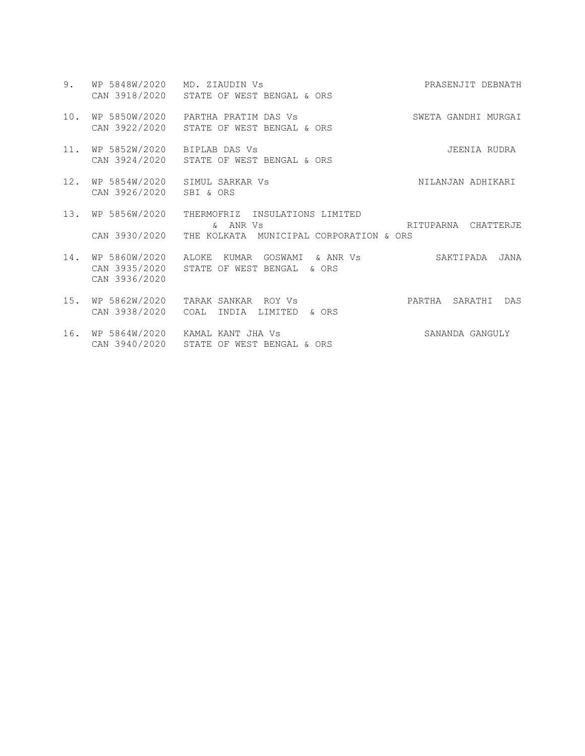| No. | Case No. | Parties | Advocate |
|---|---|---|---|
| 9. | WP 5848W/2020<br>CAN 3918/2020 | MD. ZIAUDIN Vs<br>STATE OF WEST BENGAL & ORS | PRASENJIT DEBNATH |
| 10. | WP 5850W/2020<br>CAN 3922/2020 | PARTHA PRATIM DAS Vs<br>STATE OF WEST BENGAL & ORS | SWETA GANDHI MURGAI |
| 11. | WP 5852W/2020<br>CAN 3924/2020 | BIPLAB DAS Vs<br>STATE OF WEST BENGAL & ORS | JEENIA RUDRA |
| 12. | WP 5854W/2020<br>CAN 3926/2020 | SIMUL SARKAR Vs<br>SBI & ORS | NILANJAN ADHIKARI |
| 13. | WP 5856W/2020<br>CAN 3930/2020 | THERMOFRIZ INSULATIONS LIMITED & ANR Vs<br>THE KOLKATA MUNICIPAL CORPORATION & ORS | RITUPARNA CHATTERJE |
| 14. | WP 5860W/2020<br>CAN 3935/2020<br>CAN 3936/2020 | ALOKE KUMAR GOSWAMI & ANR Vs<br>STATE OF WEST BENGAL & ORS | SAKTIPADA JANA |
| 15. | WP 5862W/2020<br>CAN 3938/2020 | TARAK SANKAR ROY Vs<br>COAL INDIA LIMITED & ORS | PARTHA SARATHI DAS |
| 16. | WP 5864W/2020<br>CAN 3940/2020 | KAMAL KANT JHA Vs<br>STATE OF WEST BENGAL & ORS | SANANDA GANGULY |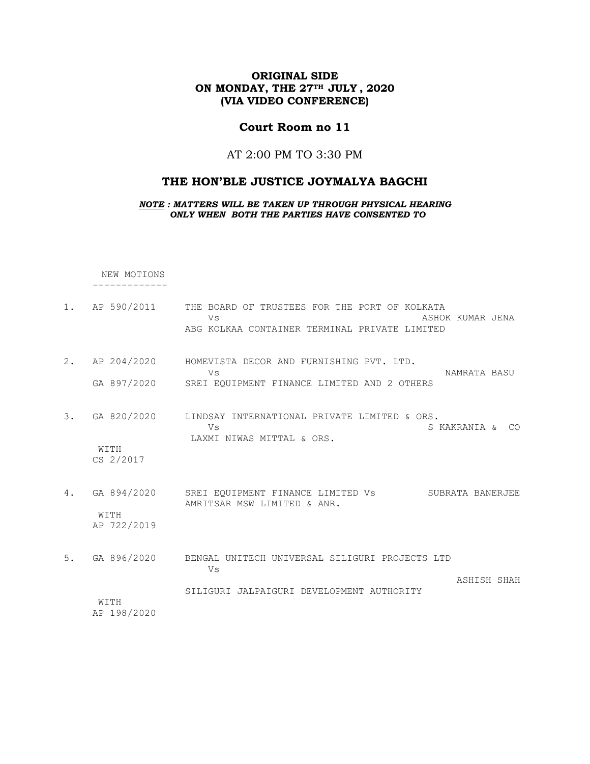**ORIGINAL SIDE**
**ON MONDAY, THE 27TH JULY , 2020**
**(VIA VIDEO CONFERENCE)**

## Court Room no 11

AT 2:00 PM TO 3:30 PM

## THE HON'BLE JUSTICE JOYMALYA BAGCHI

***NOTE : MATTERS WILL BE TAKEN UP THROUGH PHYSICAL HEARING ONLY WHEN BOTH THE PARTIES HAVE CONSENTED TO***

NEW MOTIONS
-------------

| | | | |
|---|---|---|---|
| 1. | AP 590/2011 | THE BOARD OF TRUSTEES FOR THE PORT OF KOLKATA<br>Vs<br>ABG KOLKAA CONTAINER TERMINAL PRIVATE LIMITED | ASHOK KUMAR JENA |
| 2. | AP 204/2020<br>GA 897/2020 | HOMEVISTA DECOR AND FURNISHING PVT. LTD.<br>Vs<br>SREI EQUIPMENT FINANCE LIMITED AND 2 OTHERS | NAMRATA BASU |
| 3. | GA 820/2020<br>WITH<br>CS 2/2017 | LINDSAY INTERNATIONAL PRIVATE LIMITED & ORS.<br>Vs<br>LAXMI NIWAS MITTAL & ORS. | S KAKRANIA & CO |
| 4. | GA 894/2020<br>WITH<br>AP 722/2019 | SREI EQUIPMENT FINANCE LIMITED Vs<br>AMRITSAR MSW LIMITED & ANR. | SUBRATA BANERJEE |
| 5. | GA 896/2020<br>WITH<br>AP 198/2020 | BENGAL UNITECH UNIVERSAL SILIGURI PROJECTS LTD<br>Vs<br>SILIGURI JALPAIGURI DEVELOPMENT AUTHORITY | ASHISH SHAH |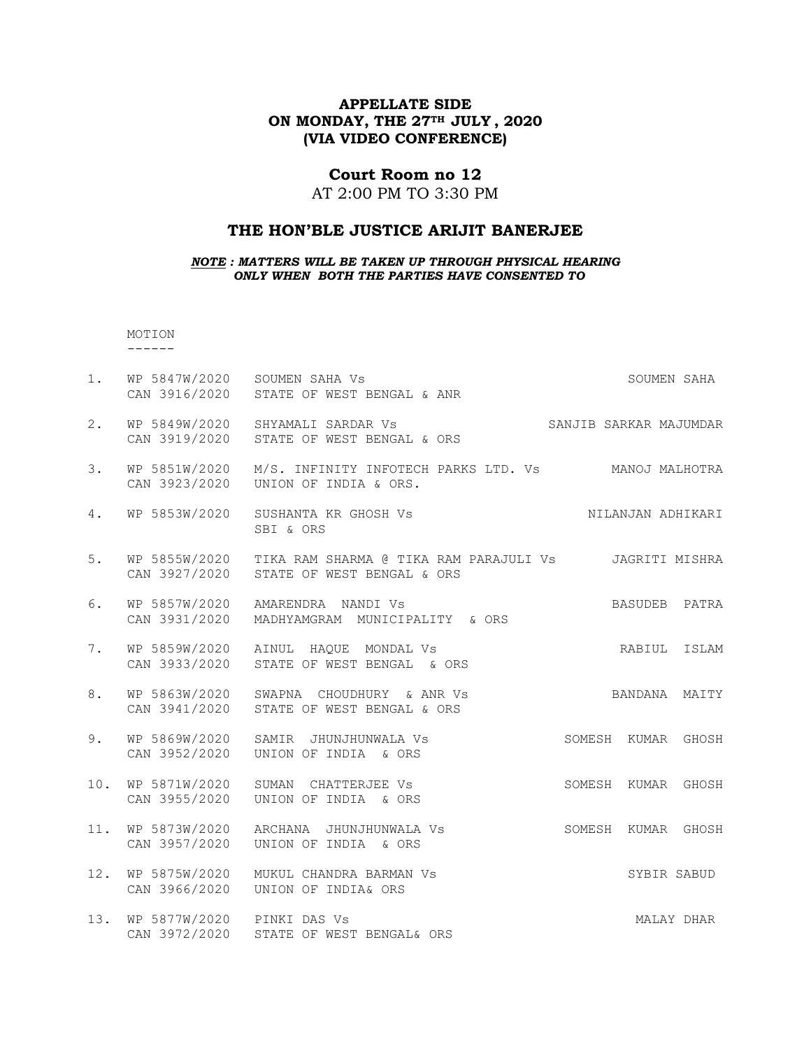# APPELLATE SIDE
## ON MONDAY, THE 27TH JULY, 2020
## (VIA VIDEO CONFERENCE)

## Court Room no 12

AT 2:00 PM TO 3:30 PM

## THE HON'BLE JUSTICE ARIJIT BANERJEE

***NOTE : MATTERS WILL BE TAKEN UP THROUGH PHYSICAL HEARING ONLY WHEN BOTH THE PARTIES HAVE CONSENTED TO***

MOTION
------

| No. | Case No. | Parties | Advocate |
|---|---|---|---|
| 1. | WP 5847W/2020<br>CAN 3916/2020 | SOUMEN SAHA Vs<br>STATE OF WEST BENGAL & ANR | SOUMEN SAHA |
| 2. | WP 5849W/2020<br>CAN 3919/2020 | SHYAMALI SARDAR Vs<br>STATE OF WEST BENGAL & ORS | SANJIB SARKAR MAJUMDAR |
| 3. | WP 5851W/2020<br>CAN 3923/2020 | M/S. INFINITY INFOTECH PARKS LTD. Vs<br>UNION OF INDIA & ORS. | MANOJ MALHOTRA |
| 4. | WP 5853W/2020 | SUSHANTA KR GHOSH Vs<br>SBI & ORS | NILANJAN ADHIKARI |
| 5. | WP 5855W/2020<br>CAN 3927/2020 | TIKA RAM SHARMA @ TIKA RAM PARAJULI Vs<br>STATE OF WEST BENGAL & ORS | JAGRITI MISHRA |
| 6. | WP 5857W/2020<br>CAN 3931/2020 | AMARENDRA NANDI Vs<br>MADHYAMGRAM MUNICIPALITY & ORS | BASUDEB PATRA |
| 7. | WP 5859W/2020<br>CAN 3933/2020 | AINUL HAQUE MONDAL Vs<br>STATE OF WEST BENGAL & ORS | RABIUL ISLAM |
| 8. | WP 5863W/2020<br>CAN 3941/2020 | SWAPNA CHOUDHURY & ANR Vs<br>STATE OF WEST BENGAL & ORS | BANDANA MAITY |
| 9. | WP 5869W/2020<br>CAN 3952/2020 | SAMIR JHUNJHUNWALA Vs<br>UNION OF INDIA & ORS | SOMESH KUMAR GHOSH |
| 10. | WP 5871W/2020<br>CAN 3955/2020 | SUMAN CHATTERJEE Vs<br>UNION OF INDIA & ORS | SOMESH KUMAR GHOSH |
| 11. | WP 5873W/2020<br>CAN 3957/2020 | ARCHANA JHUNJHUNWALA Vs<br>UNION OF INDIA & ORS | SOMESH KUMAR GHOSH |
| 12. | WP 5875W/2020<br>CAN 3966/2020 | MUKUL CHANDRA BARMAN Vs<br>UNION OF INDIA& ORS | SYBIR SABUD |
| 13. | WP 5877W/2020<br>CAN 3972/2020 | PINKI DAS Vs<br>STATE OF WEST BENGAL& ORS | MALAY DHAR |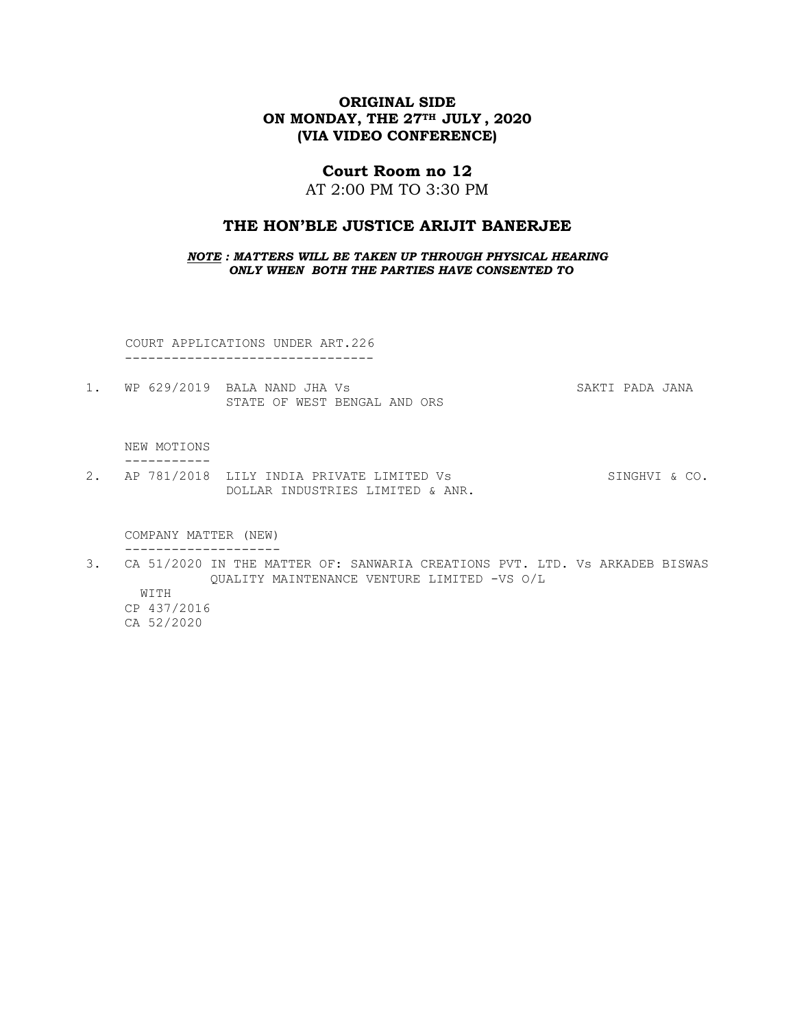**ORIGINAL SIDE**
**ON MONDAY, THE 27TH JULY , 2020**
**(VIA VIDEO CONFERENCE)**

**Court Room no 12**
AT 2:00 PM TO 3:30 PM

## THE HON'BLE JUSTICE ARIJIT BANERJEE

***NOTE : MATTERS WILL BE TAKEN UP THROUGH PHYSICAL HEARING ONLY WHEN BOTH THE PARTIES HAVE CONSENTED TO***

COURT APPLICATIONS UNDER ART.226
--------------------------------

1. WP 629/2019 BALA NAND JHA Vs STATE OF WEST BENGAL AND ORS — SAKTI PADA JANA

NEW MOTIONS
-----------

2. AP 781/2018 LILY INDIA PRIVATE LIMITED Vs DOLLAR INDUSTRIES LIMITED & ANR. — SINGHVI & CO.

COMPANY MATTER (NEW)
--------------------

3. CA 51/2020 IN THE MATTER OF: SANWARIA CREATIONS PVT. LTD. Vs QUALITY MAINTENANCE VENTURE LIMITED -VS O/L — ARKADEB BISWAS
   WITH
   CP 437/2016
   CA 52/2020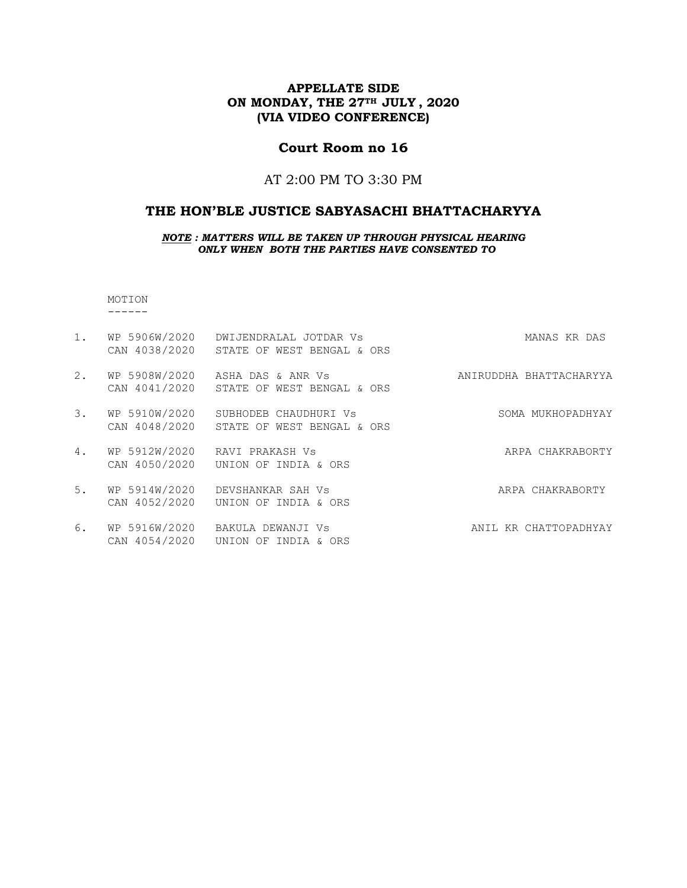**APPELLATE SIDE**
**ON MONDAY, THE 27TH JULY , 2020**
**(VIA VIDEO CONFERENCE)**

## Court Room no 16

AT 2:00 PM TO 3:30 PM

## THE HON'BLE JUSTICE SABYASACHI BHATTACHARYYA

***NOTE : MATTERS WILL BE TAKEN UP THROUGH PHYSICAL HEARING ONLY WHEN BOTH THE PARTIES HAVE CONSENTED TO***

MOTION
------

| | | | |
|---|---|---|---|
| 1. | WP 5906W/2020<br>CAN 4038/2020 | DWIJENDRALAL JOTDAR Vs<br>STATE OF WEST BENGAL & ORS | MANAS KR DAS |
| 2. | WP 5908W/2020<br>CAN 4041/2020 | ASHA DAS & ANR Vs<br>STATE OF WEST BENGAL & ORS | ANIRUDDHA BHATTACHARYYA |
| 3. | WP 5910W/2020<br>CAN 4048/2020 | SUBHODEB CHAUDHURI Vs<br>STATE OF WEST BENGAL & ORS | SOMA MUKHOPADHYAY |
| 4. | WP 5912W/2020<br>CAN 4050/2020 | RAVI PRAKASH Vs<br>UNION OF INDIA & ORS | ARPA CHAKRABORTY |
| 5. | WP 5914W/2020<br>CAN 4052/2020 | DEVSHANKAR SAH Vs<br>UNION OF INDIA & ORS | ARPA CHAKRABORTY |
| 6. | WP 5916W/2020<br>CAN 4054/2020 | BAKULA DEWANJI Vs<br>UNION OF INDIA & ORS | ANIL KR CHATTOPADHYAY |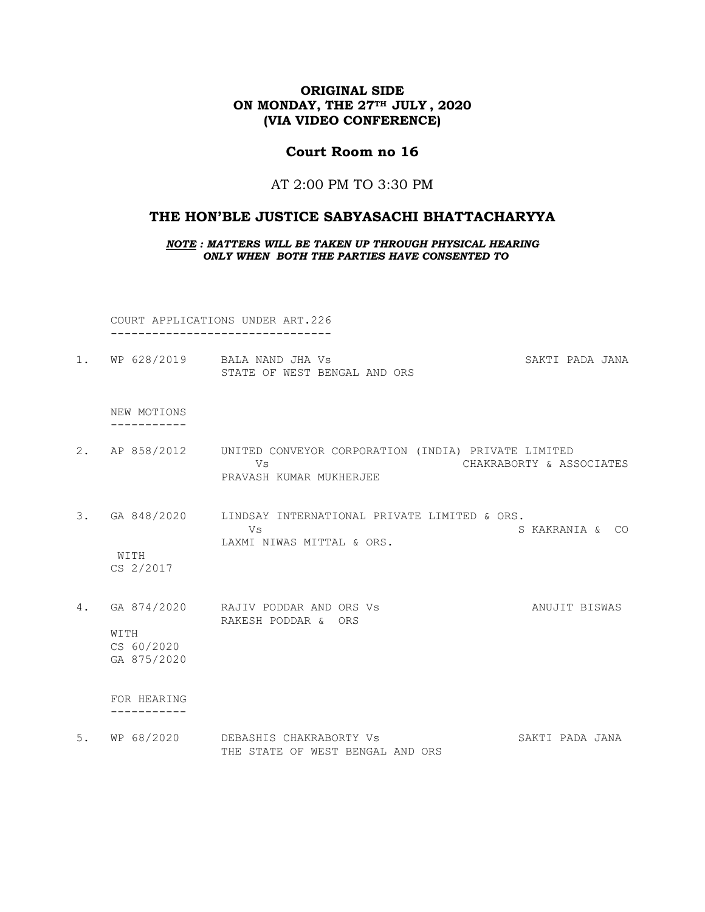**ORIGINAL SIDE**
**ON MONDAY, THE 27TH JULY , 2020**
**(VIA VIDEO CONFERENCE)**

## Court Room no 16

AT 2:00 PM TO 3:30 PM

## THE HON'BLE JUSTICE SABYASACHI BHATTACHARYYA

***NOTE : MATTERS WILL BE TAKEN UP THROUGH PHYSICAL HEARING ONLY WHEN BOTH THE PARTIES HAVE CONSENTED TO***

COURT APPLICATIONS UNDER ART.226

1. WP 628/2019 BALA NAND JHA Vs STATE OF WEST BENGAL AND ORS — SAKTI PADA JANA

NEW MOTIONS

2. AP 858/2012 UNITED CONVEYOR CORPORATION (INDIA) PRIVATE LIMITED Vs PRAVASH KUMAR MUKHERJEE — CHAKRABORTY & ASSOCIATES

3. GA 848/2020 WITH CS 2/2017 LINDSAY INTERNATIONAL PRIVATE LIMITED & ORS. Vs LAXMI NIWAS MITTAL & ORS. — S KAKRANIA & CO

4. GA 874/2020 WITH CS 60/2020 GA 875/2020 RAJIV PODDAR AND ORS Vs RAKESH PODDAR & ORS — ANUJIT BISWAS

FOR HEARING

5. WP 68/2020 DEBASHIS CHAKRABORTY Vs THE STATE OF WEST BENGAL AND ORS — SAKTI PADA JANA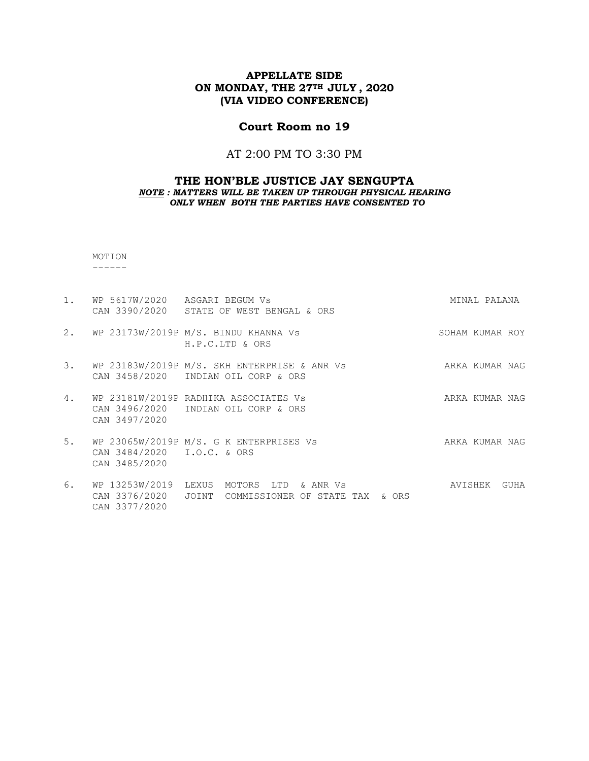**APPELLATE SIDE**
**ON MONDAY, THE 27TH JULY, 2020**
**(VIA VIDEO CONFERENCE)**

## Court Room no 19

AT 2:00 PM TO 3:30 PM

### THE HON'BLE JUSTICE JAY SENGUPTA

***NOTE : MATTERS WILL BE TAKEN UP THROUGH PHYSICAL HEARING ONLY WHEN BOTH THE PARTIES HAVE CONSENTED TO***

MOTION
------

| No. | Case No. | Parties | Advocate |
|---|---|---|---|
| 1. | WP 5617W/2020<br>CAN 3390/2020 | ASGARI BEGUM Vs<br>STATE OF WEST BENGAL & ORS | MINAL PALANA |
| 2. | WP 23173W/2019P | M/S. BINDU KHANNA Vs<br>H.P.C.LTD & ORS | SOHAM KUMAR ROY |
| 3. | WP 23183W/2019P<br>CAN 3458/2020 | M/S. SKH ENTERPRISE & ANR Vs<br>INDIAN OIL CORP & ORS | ARKA KUMAR NAG |
| 4. | WP 23181W/2019P<br>CAN 3496/2020<br>CAN 3497/2020 | RADHIKA ASSOCIATES Vs<br>INDIAN OIL CORP & ORS | ARKA KUMAR NAG |
| 5. | WP 23065W/2019P<br>CAN 3484/2020<br>CAN 3485/2020 | M/S. G K ENTERPRISES Vs<br>I.O.C. & ORS | ARKA KUMAR NAG |
| 6. | WP 13253W/2019<br>CAN 3376/2020<br>CAN 3377/2020 | LEXUS MOTORS LTD & ANR Vs<br>JOINT COMMISSIONER OF STATE TAX & ORS | AVISHEK GUHA |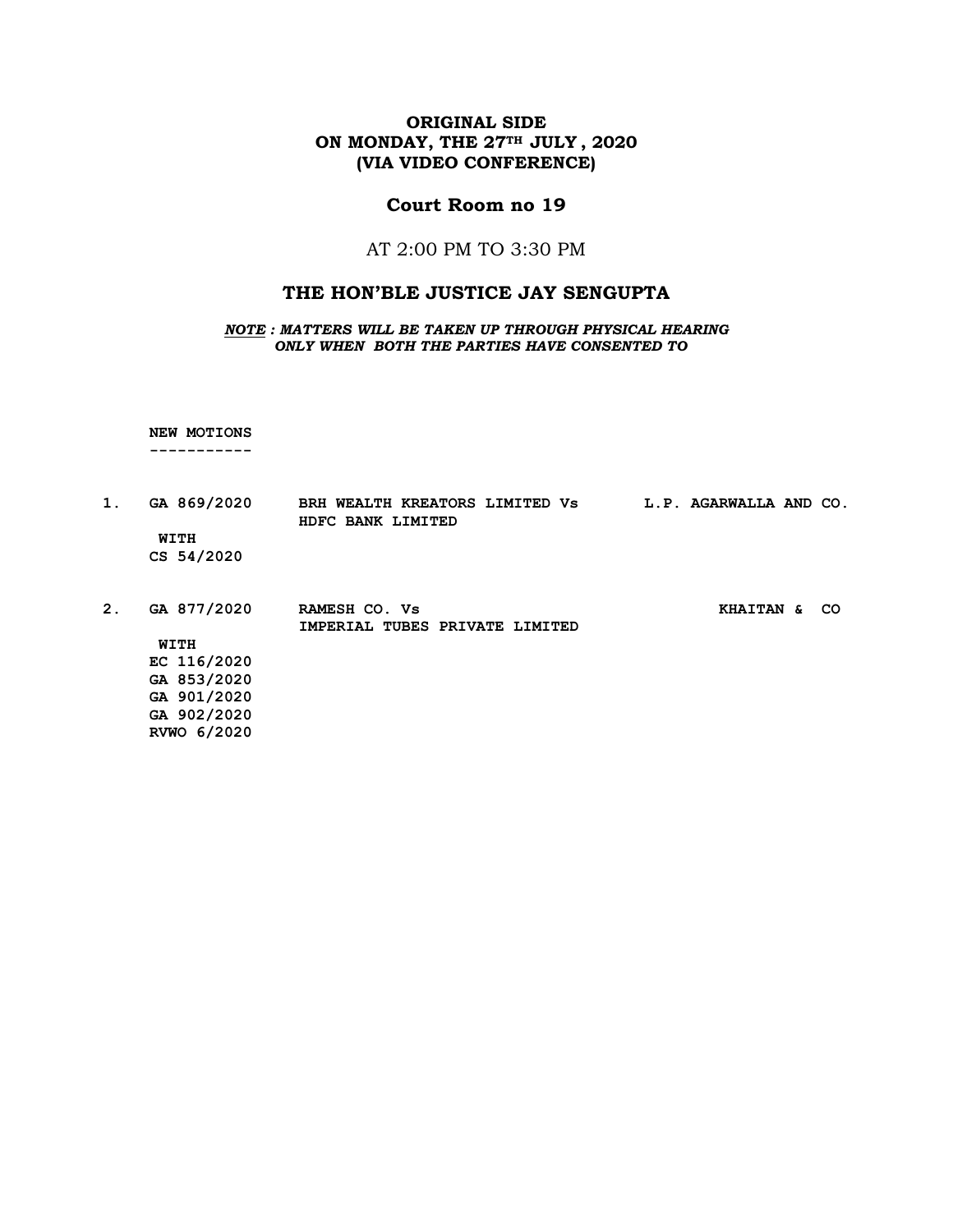**ORIGINAL SIDE**
**ON MONDAY, THE 27TH JULY, 2020**
**(VIA VIDEO CONFERENCE)**

## Court Room no 19

AT 2:00 PM TO 3:30 PM

## THE HON'BLE JUSTICE JAY SENGUPTA

***NOTE : MATTERS WILL BE TAKEN UP THROUGH PHYSICAL HEARING ONLY WHEN BOTH THE PARTIES HAVE CONSENTED TO***

**NEW MOTIONS**
**-----------**

| | | | |
|---|---|---|---|
| **1.** | **GA 869/2020** | **BRH WEALTH KREATORS LIMITED Vs HDFC BANK LIMITED** | **L.P. AGARWALLA AND CO.** |
| | **WITH** | | |
| | **CS 54/2020** | | |
| **2.** | **GA 877/2020** | **RAMESH CO. Vs IMPERIAL TUBES PRIVATE LIMITED** | **KHAITAN & CO** |
| | **WITH** | | |
| | **EC 116/2020** | | |
| | **GA 853/2020** | | |
| | **GA 901/2020** | | |
| | **GA 902/2020** | | |
| | **RVWO 6/2020** | | |